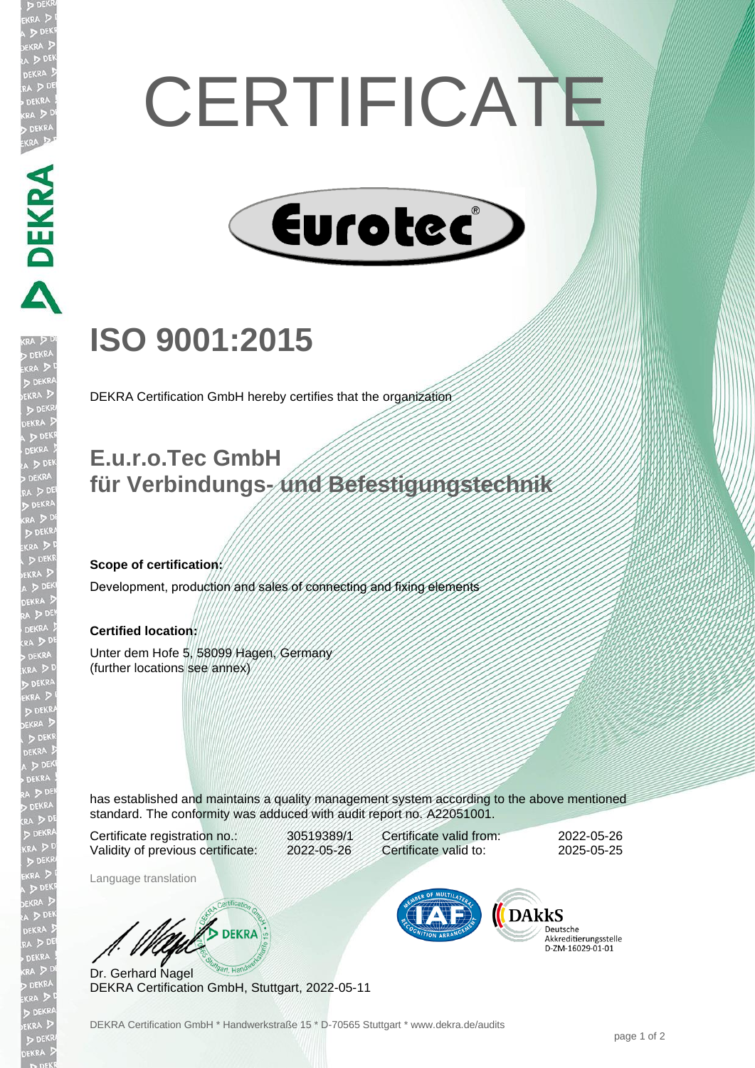# CERTIFICATE

Eurotec®

# ISO 9001:2015

DEKRA Certification GmbH hereby certifies that the organization

## E.u.r.o.Tec GmbH
## für Verbindungs- und Befestigungstechnik

**Scope of certification:**

Development, production and sales of connecting and fixing elements

**Certified location:**

Unter dem Hofe 5, 58099 Hagen, Germany
(further locations see annex)

has established and maintains a quality management system according to the above mentioned standard. The conformity was adduced with audit report no. A22051001.

| | | | |
|---|---|---|---|
| Certificate registration no.: | 30519389/1 | Certificate valid from: | 2022-05-26 |
| Validity of previous certificate: | 2022-05-26 | Certificate valid to: | 2025-05-25 |

Language translation

Dr. Gerhard Nagel
DEKRA Certification GmbH, Stuttgart, 2022-05-11

DAkkS Deutsche Akkreditierungsstelle D-ZM-16029-01-01

DEKRA Certification GmbH * Handwerkstraße 15 * D-70565 Stuttgart * www.dekra.de/audits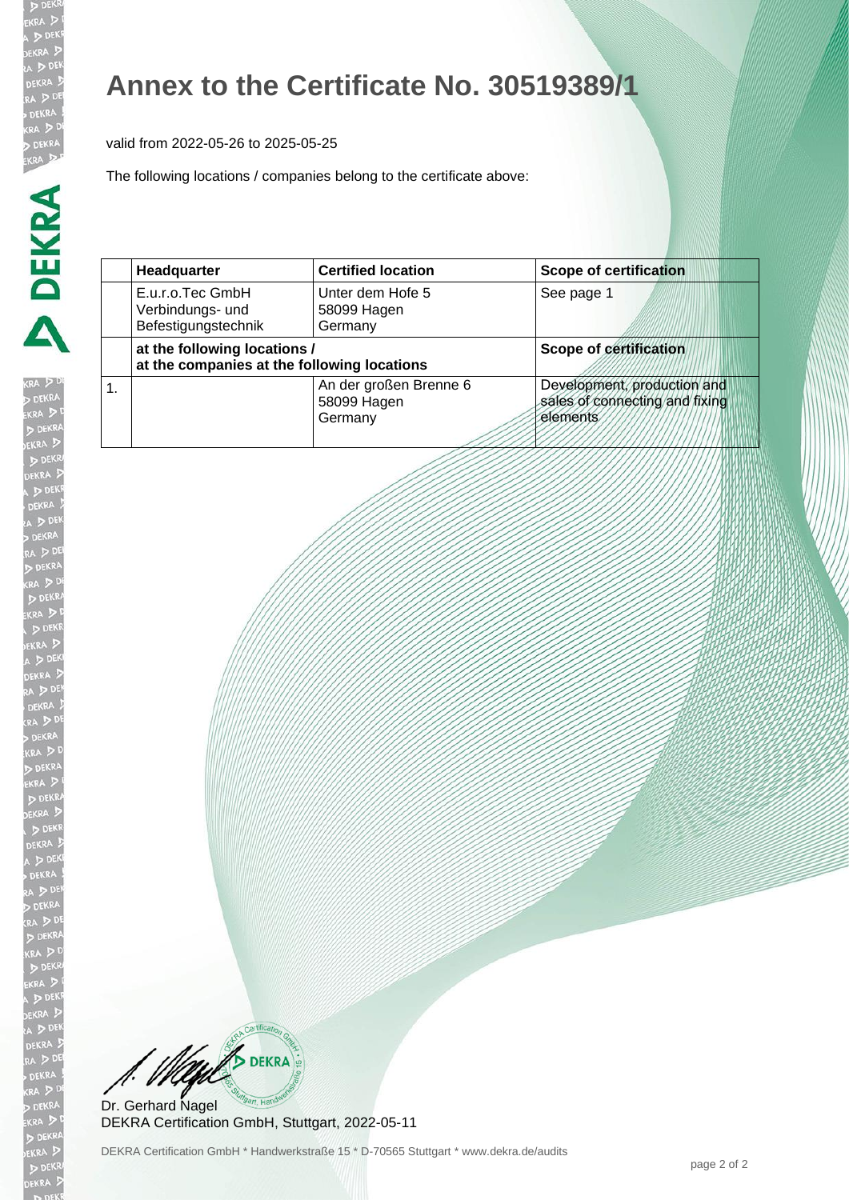# Annex to the Certificate No. 30519389/1

valid from 2022-05-26 to 2025-05-25

The following locations / companies belong to the certificate above:

| | Headquarter | Certified location | Scope of certification |
|---|---|---|---|
| | E.u.r.o.Tec GmbH Verbindungs- und Befestigungstechnik | Unter dem Hofe 5 58099 Hagen Germany | See page 1 |
| | **at the following locations / at the companies at the following locations** | | **Scope of certification** |
| 1. | | An der großen Brenne 6 58099 Hagen Germany | Development, production and sales of connecting and fixing elements |

Dr. Gerhard Nagel
DEKRA Certification GmbH, Stuttgart, 2022-05-11

DEKRA Certification GmbH * Handwerkstraße 15 * D-70565 Stuttgart * www.dekra.de/audits